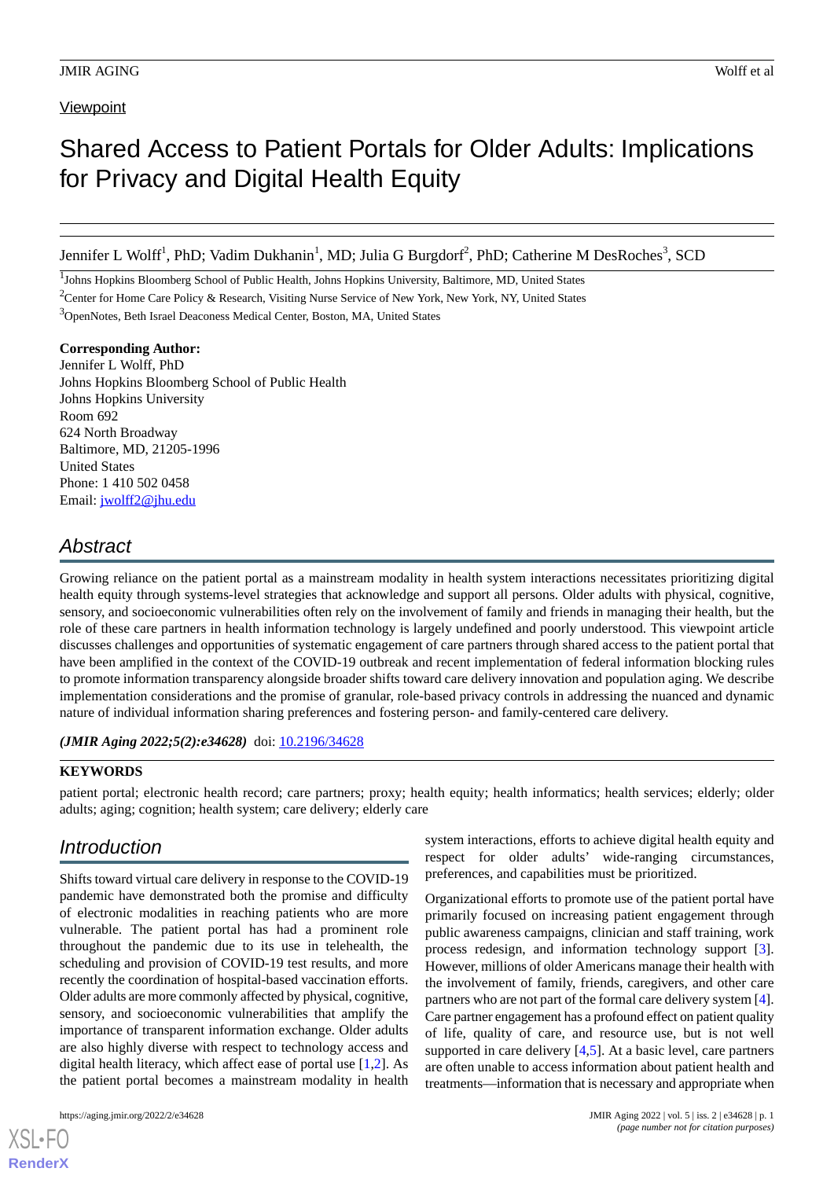Viewpoint

# Shared Access to Patient Portals for Older Adults: Implications for Privacy and Digital Health Equity

Jennifer L Wolff[1], PhD; Vadim Dukhanin[1], MD; Julia G Burgdorf[2], PhD; Catherine M DesRoches[3], SCD

[1]Johns Hopkins Bloomberg School of Public Health, Johns Hopkins University, Baltimore, MD, United States

[2]Center for Home Care Policy & Research, Visiting Nurse Service of New York, New York, NY, United States

[3]OpenNotes, Beth Israel Deaconess Medical Center, Boston, MA, United States

**Corresponding Author:**
Jennifer L Wolff, PhD
Johns Hopkins Bloomberg School of Public Health
Johns Hopkins University
Room 692
624 North Broadway
Baltimore, MD, 21205-1996
United States
Phone: 1 410 502 0458
Email: jwolff2@jhu.edu

## Abstract

Growing reliance on the patient portal as a mainstream modality in health system interactions necessitates prioritizing digital health equity through systems-level strategies that acknowledge and support all persons. Older adults with physical, cognitive, sensory, and socioeconomic vulnerabilities often rely on the involvement of family and friends in managing their health, but the role of these care partners in health information technology is largely undefined and poorly understood. This viewpoint article discusses challenges and opportunities of systematic engagement of care partners through shared access to the patient portal that have been amplified in the context of the COVID-19 outbreak and recent implementation of federal information blocking rules to promote information transparency alongside broader shifts toward care delivery innovation and population aging. We describe implementation considerations and the promise of granular, role-based privacy controls in addressing the nuanced and dynamic nature of individual information sharing preferences and fostering person- and family-centered care delivery.

*(JMIR Aging 2022;5(2):e34628)* doi: 10.2196/34628

**KEYWORDS**

patient portal; electronic health record; care partners; proxy; health equity; health informatics; health services; elderly; older adults; aging; cognition; health system; care delivery; elderly care

## Introduction

Shifts toward virtual care delivery in response to the COVID-19 pandemic have demonstrated both the promise and difficulty of electronic modalities in reaching patients who are more vulnerable. The patient portal has had a prominent role throughout the pandemic due to its use in telehealth, the scheduling and provision of COVID-19 test results, and more recently the coordination of hospital-based vaccination efforts. Older adults are more commonly affected by physical, cognitive, sensory, and socioeconomic vulnerabilities that amplify the importance of transparent information exchange. Older adults are also highly diverse with respect to technology access and digital health literacy, which affect ease of portal use [1,2]. As the patient portal becomes a mainstream modality in health system interactions, efforts to achieve digital health equity and respect for older adults' wide-ranging circumstances, preferences, and capabilities must be prioritized.

Organizational efforts to promote use of the patient portal have primarily focused on increasing patient engagement through public awareness campaigns, clinician and staff training, work process redesign, and information technology support [3]. However, millions of older Americans manage their health with the involvement of family, friends, caregivers, and other care partners who are not part of the formal care delivery system [4]. Care partner engagement has a profound effect on patient quality of life, quality of care, and resource use, but is not well supported in care delivery [4,5]. At a basic level, care partners are often unable to access information about patient health and treatments—information that is necessary and appropriate when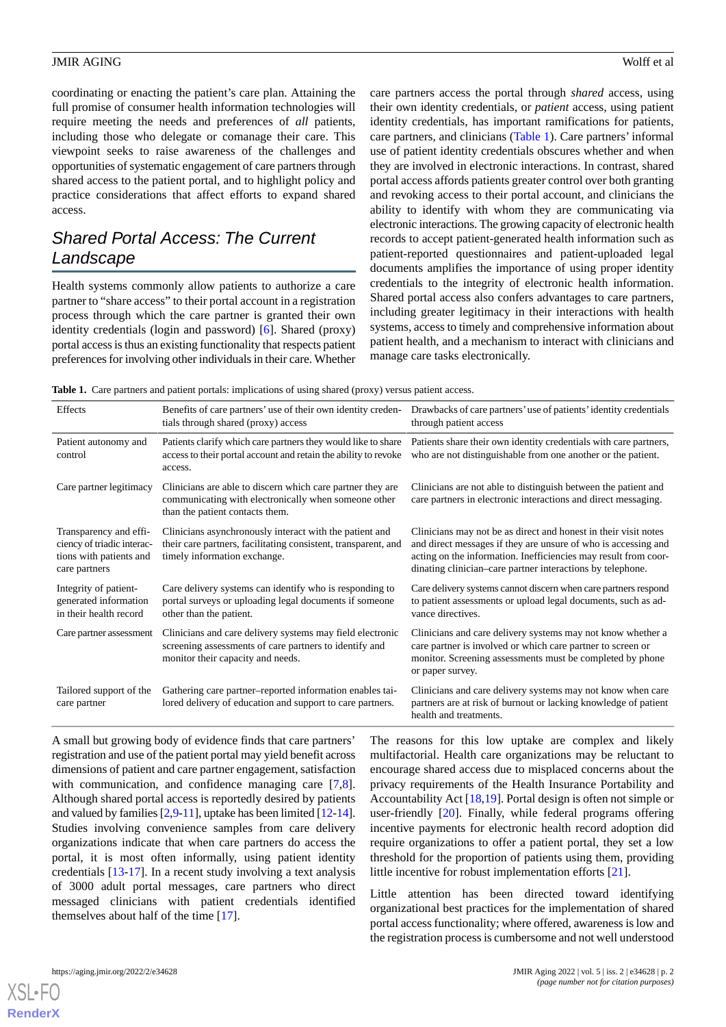coordinating or enacting the patient's care plan. Attaining the full promise of consumer health information technologies will require meeting the needs and preferences of *all* patients, including those who delegate or comanage their care. This viewpoint seeks to raise awareness of the challenges and opportunities of systematic engagement of care partners through shared access to the patient portal, and to highlight policy and practice considerations that affect efforts to expand shared access.

## Shared Portal Access: The Current Landscape

Health systems commonly allow patients to authorize a care partner to "share access" to their portal account in a registration process through which the care partner is granted their own identity credentials (login and password) [6]. Shared (proxy) portal access is thus an existing functionality that respects patient preferences for involving other individuals in their care. Whether care partners access the portal through *shared* access, using their own identity credentials, or *patient* access, using patient identity credentials, has important ramifications for patients, care partners, and clinicians (Table 1). Care partners' informal use of patient identity credentials obscures whether and when they are involved in electronic interactions. In contrast, shared portal access affords patients greater control over both granting and revoking access to their portal account, and clinicians the ability to identify with whom they are communicating via electronic interactions. The growing capacity of electronic health records to accept patient-generated health information such as patient-reported questionnaires and patient-uploaded legal documents amplifies the importance of using proper identity credentials to the integrity of electronic health information. Shared portal access also confers advantages to care partners, including greater legitimacy in their interactions with health systems, access to timely and comprehensive information about patient health, and a mechanism to interact with clinicians and manage care tasks electronically.

**Table 1.** Care partners and patient portals: implications of using shared (proxy) versus patient access.

| Effects | Benefits of care partners' use of their own identity credentials through shared (proxy) access | Drawbacks of care partners' use of patients' identity credentials through patient access |
|---|---|---|
| Patient autonomy and control | Patients clarify which care partners they would like to share access to their portal account and retain the ability to revoke access. | Patients share their own identity credentials with care partners, who are not distinguishable from one another or the patient. |
| Care partner legitimacy | Clinicians are able to discern which care partner they are communicating with electronically when someone other than the patient contacts them. | Clinicians are not able to distinguish between the patient and care partners in electronic interactions and direct messaging. |
| Transparency and efficiency of triadic interactions with patients and care partners | Clinicians asynchronously interact with the patient and their care partners, facilitating consistent, transparent, and timely information exchange. | Clinicians may not be as direct and honest in their visit notes and direct messages if they are unsure of who is accessing and acting on the information. Inefficiencies may result from coordinating clinician–care partner interactions by telephone. |
| Integrity of patient-generated information in their health record | Care delivery systems can identify who is responding to portal surveys or uploading legal documents if someone other than the patient. | Care delivery systems cannot discern when care partners respond to patient assessments or upload legal documents, such as advance directives. |
| Care partner assessment | Clinicians and care delivery systems may field electronic screening assessments of care partners to identify and monitor their capacity and needs. | Clinicians and care delivery systems may not know whether a care partner is involved or which care partner to screen or monitor. Screening assessments must be completed by phone or paper survey. |
| Tailored support of the care partner | Gathering care partner–reported information enables tailored delivery of education and support to care partners. | Clinicians and care delivery systems may not know when care partners are at risk of burnout or lacking knowledge of patient health and treatments. |

A small but growing body of evidence finds that care partners' registration and use of the patient portal may yield benefit across dimensions of patient and care partner engagement, satisfaction with communication, and confidence managing care [7,8]. Although shared portal access is reportedly desired by patients and valued by families [2,9-11], uptake has been limited [12-14]. Studies involving convenience samples from care delivery organizations indicate that when care partners do access the portal, it is most often informally, using patient identity credentials [13-17]. In a recent study involving a text analysis of 3000 adult portal messages, care partners who direct messaged clinicians with patient credentials identified themselves about half of the time [17].

The reasons for this low uptake are complex and likely multifactorial. Health care organizations may be reluctant to encourage shared access due to misplaced concerns about the privacy requirements of the Health Insurance Portability and Accountability Act [18,19]. Portal design is often not simple or user-friendly [20]. Finally, while federal programs offering incentive payments for electronic health record adoption did require organizations to offer a patient portal, they set a low threshold for the proportion of patients using them, providing little incentive for robust implementation efforts [21].

Little attention has been directed toward identifying organizational best practices for the implementation of shared portal access functionality; where offered, awareness is low and the registration process is cumbersome and not well understood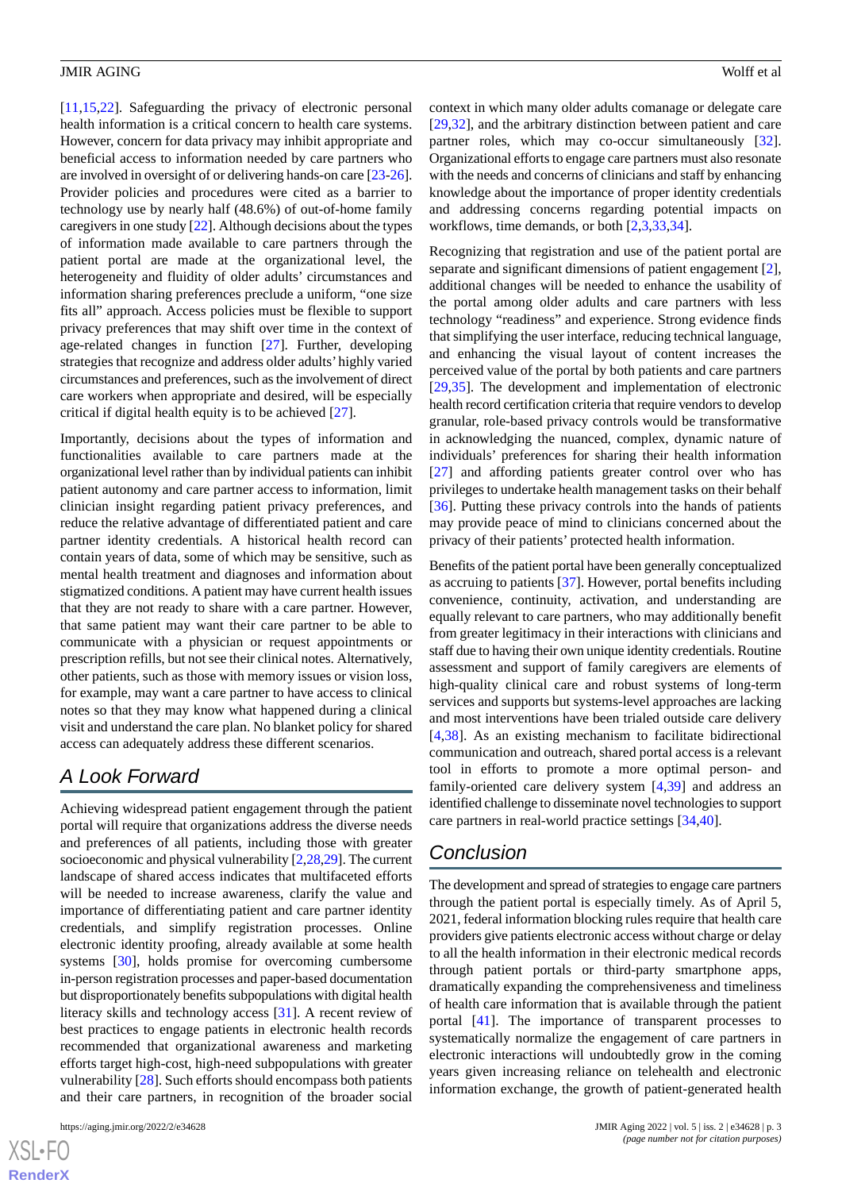[11,15,22]. Safeguarding the privacy of electronic personal health information is a critical concern to health care systems. However, concern for data privacy may inhibit appropriate and beneficial access to information needed by care partners who are involved in oversight of or delivering hands-on care [23-26]. Provider policies and procedures were cited as a barrier to technology use by nearly half (48.6%) of out-of-home family caregivers in one study [22]. Although decisions about the types of information made available to care partners through the patient portal are made at the organizational level, the heterogeneity and fluidity of older adults' circumstances and information sharing preferences preclude a uniform, "one size fits all" approach. Access policies must be flexible to support privacy preferences that may shift over time in the context of age-related changes in function [27]. Further, developing strategies that recognize and address older adults' highly varied circumstances and preferences, such as the involvement of direct care workers when appropriate and desired, will be especially critical if digital health equity is to be achieved [27].

Importantly, decisions about the types of information and functionalities available to care partners made at the organizational level rather than by individual patients can inhibit patient autonomy and care partner access to information, limit clinician insight regarding patient privacy preferences, and reduce the relative advantage of differentiated patient and care partner identity credentials. A historical health record can contain years of data, some of which may be sensitive, such as mental health treatment and diagnoses and information about stigmatized conditions. A patient may have current health issues that they are not ready to share with a care partner. However, that same patient may want their care partner to be able to communicate with a physician or request appointments or prescription refills, but not see their clinical notes. Alternatively, other patients, such as those with memory issues or vision loss, for example, may want a care partner to have access to clinical notes so that they may know what happened during a clinical visit and understand the care plan. No blanket policy for shared access can adequately address these different scenarios.

## A Look Forward

Achieving widespread patient engagement through the patient portal will require that organizations address the diverse needs and preferences of all patients, including those with greater socioeconomic and physical vulnerability [2,28,29]. The current landscape of shared access indicates that multifaceted efforts will be needed to increase awareness, clarify the value and importance of differentiating patient and care partner identity credentials, and simplify registration processes. Online electronic identity proofing, already available at some health systems [30], holds promise for overcoming cumbersome in-person registration processes and paper-based documentation but disproportionately benefits subpopulations with digital health literacy skills and technology access [31]. A recent review of best practices to engage patients in electronic health records recommended that organizational awareness and marketing efforts target high-cost, high-need subpopulations with greater vulnerability [28]. Such efforts should encompass both patients and their care partners, in recognition of the broader social context in which many older adults comanage or delegate care [29,32], and the arbitrary distinction between patient and care partner roles, which may co-occur simultaneously [32]. Organizational efforts to engage care partners must also resonate with the needs and concerns of clinicians and staff by enhancing knowledge about the importance of proper identity credentials and addressing concerns regarding potential impacts on workflows, time demands, or both [2,3,33,34].

Recognizing that registration and use of the patient portal are separate and significant dimensions of patient engagement [2], additional changes will be needed to enhance the usability of the portal among older adults and care partners with less technology "readiness" and experience. Strong evidence finds that simplifying the user interface, reducing technical language, and enhancing the visual layout of content increases the perceived value of the portal by both patients and care partners [29,35]. The development and implementation of electronic health record certification criteria that require vendors to develop granular, role-based privacy controls would be transformative in acknowledging the nuanced, complex, dynamic nature of individuals' preferences for sharing their health information [27] and affording patients greater control over who has privileges to undertake health management tasks on their behalf [36]. Putting these privacy controls into the hands of patients may provide peace of mind to clinicians concerned about the privacy of their patients' protected health information.

Benefits of the patient portal have been generally conceptualized as accruing to patients [37]. However, portal benefits including convenience, continuity, activation, and understanding are equally relevant to care partners, who may additionally benefit from greater legitimacy in their interactions with clinicians and staff due to having their own unique identity credentials. Routine assessment and support of family caregivers are elements of high-quality clinical care and robust systems of long-term services and supports but systems-level approaches are lacking and most interventions have been trialed outside care delivery [4,38]. As an existing mechanism to facilitate bidirectional communication and outreach, shared portal access is a relevant tool in efforts to promote a more optimal person- and family-oriented care delivery system [4,39] and address an identified challenge to disseminate novel technologies to support care partners in real-world practice settings [34,40].

## Conclusion

The development and spread of strategies to engage care partners through the patient portal is especially timely. As of April 5, 2021, federal information blocking rules require that health care providers give patients electronic access without charge or delay to all the health information in their electronic medical records through patient portals or third-party smartphone apps, dramatically expanding the comprehensiveness and timeliness of health care information that is available through the patient portal [41]. The importance of transparent processes to systematically normalize the engagement of care partners in electronic interactions will undoubtedly grow in the coming years given increasing reliance on telehealth and electronic information exchange, the growth of patient-generated health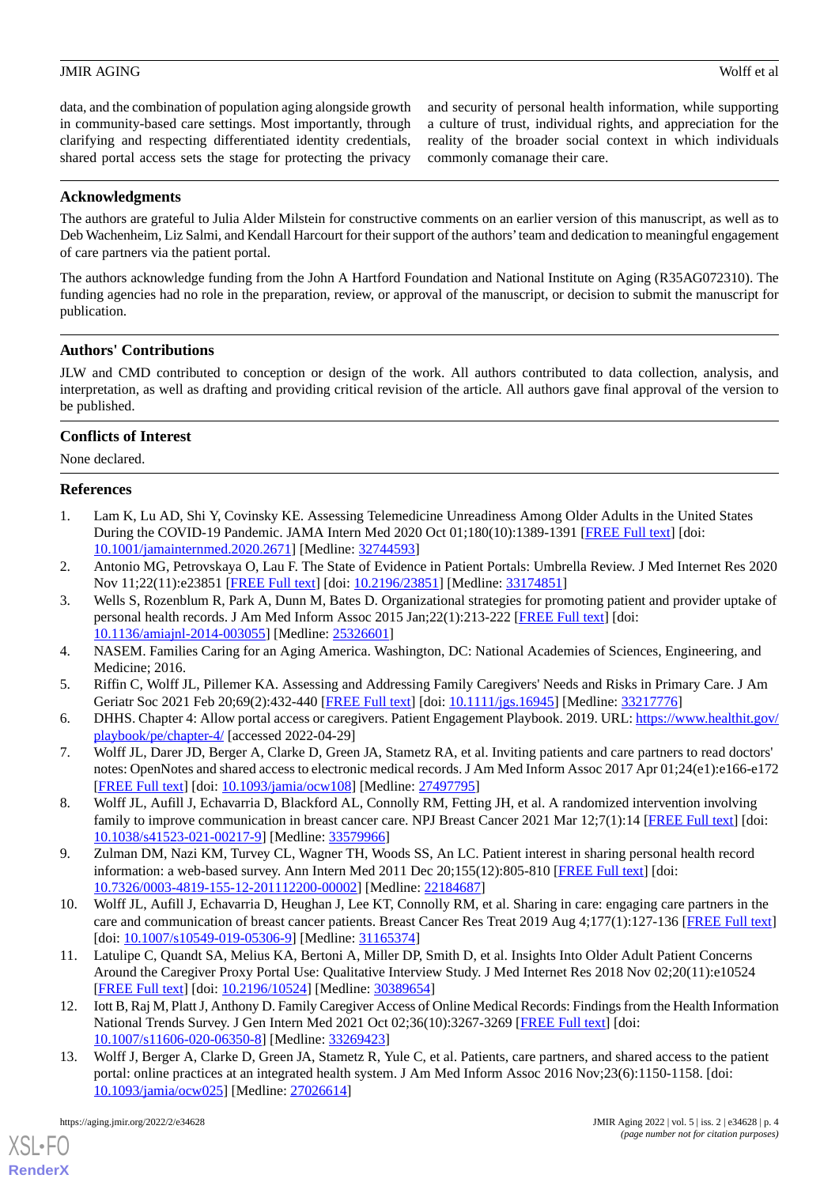data, and the combination of population aging alongside growth in community-based care settings. Most importantly, through clarifying and respecting differentiated identity credentials, shared portal access sets the stage for protecting the privacy and security of personal health information, while supporting a culture of trust, individual rights, and appreciation for the reality of the broader social context in which individuals commonly comanage their care.

## Acknowledgments

The authors are grateful to Julia Alder Milstein for constructive comments on an earlier version of this manuscript, as well as to Deb Wachenheim, Liz Salmi, and Kendall Harcourt for their support of the authors' team and dedication to meaningful engagement of care partners via the patient portal.

The authors acknowledge funding from the John A Hartford Foundation and National Institute on Aging (R35AG072310). The funding agencies had no role in the preparation, review, or approval of the manuscript, or decision to submit the manuscript for publication.

## Authors' Contributions

JLW and CMD contributed to conception or design of the work. All authors contributed to data collection, analysis, and interpretation, as well as drafting and providing critical revision of the article. All authors gave final approval of the version to be published.

## Conflicts of Interest

None declared.

## References

1. Lam K, Lu AD, Shi Y, Covinsky KE. Assessing Telemedicine Unreadiness Among Older Adults in the United States During the COVID-19 Pandemic. JAMA Intern Med 2020 Oct 01;180(10):1389-1391 [FREE Full text] [doi: 10.1001/jamainternmed.2020.2671] [Medline: 32744593]
2. Antonio MG, Petrovskaya O, Lau F. The State of Evidence in Patient Portals: Umbrella Review. J Med Internet Res 2020 Nov 11;22(11):e23851 [FREE Full text] [doi: 10.2196/23851] [Medline: 33174851]
3. Wells S, Rozenblum R, Park A, Dunn M, Bates D. Organizational strategies for promoting patient and provider uptake of personal health records. J Am Med Inform Assoc 2015 Jan;22(1):213-222 [FREE Full text] [doi: 10.1136/amiajnl-2014-003055] [Medline: 25326601]
4. NASEM. Families Caring for an Aging America. Washington, DC: National Academies of Sciences, Engineering, and Medicine; 2016.
5. Riffin C, Wolff JL, Pillemer KA. Assessing and Addressing Family Caregivers' Needs and Risks in Primary Care. J Am Geriatr Soc 2021 Feb 20;69(2):432-440 [FREE Full text] [doi: 10.1111/jgs.16945] [Medline: 33217776]
6. DHHS. Chapter 4: Allow portal access or caregivers. Patient Engagement Playbook. 2019. URL: https://www.healthit.gov/playbook/pe/chapter-4/ [accessed 2022-04-29]
7. Wolff JL, Darer JD, Berger A, Clarke D, Green JA, Stametz RA, et al. Inviting patients and care partners to read doctors' notes: OpenNotes and shared access to electronic medical records. J Am Med Inform Assoc 2017 Apr 01;24(e1):e166-e172 [FREE Full text] [doi: 10.1093/jamia/ocw108] [Medline: 27497795]
8. Wolff JL, Aufill J, Echavarria D, Blackford AL, Connolly RM, Fetting JH, et al. A randomized intervention involving family to improve communication in breast cancer care. NPJ Breast Cancer 2021 Mar 12;7(1):14 [FREE Full text] [doi: 10.1038/s41523-021-00217-9] [Medline: 33579966]
9. Zulman DM, Nazi KM, Turvey CL, Wagner TH, Woods SS, An LC. Patient interest in sharing personal health record information: a web-based survey. Ann Intern Med 2011 Dec 20;155(12):805-810 [FREE Full text] [doi: 10.7326/0003-4819-155-12-201112200-00002] [Medline: 22184687]
10. Wolff JL, Aufill J, Echavarria D, Heughan J, Lee KT, Connolly RM, et al. Sharing in care: engaging care partners in the care and communication of breast cancer patients. Breast Cancer Res Treat 2019 Aug 4;177(1):127-136 [FREE Full text] [doi: 10.1007/s10549-019-05306-9] [Medline: 31165374]
11. Latulipe C, Quandt SA, Melius KA, Bertoni A, Miller DP, Smith D, et al. Insights Into Older Adult Patient Concerns Around the Caregiver Proxy Portal Use: Qualitative Interview Study. J Med Internet Res 2018 Nov 02;20(11):e10524 [FREE Full text] [doi: 10.2196/10524] [Medline: 30389654]
12. Iott B, Raj M, Platt J, Anthony D. Family Caregiver Access of Online Medical Records: Findings from the Health Information National Trends Survey. J Gen Intern Med 2021 Oct 02;36(10):3267-3269 [FREE Full text] [doi: 10.1007/s11606-020-06350-8] [Medline: 33269423]
13. Wolff J, Berger A, Clarke D, Green JA, Stametz R, Yule C, et al. Patients, care partners, and shared access to the patient portal: online practices at an integrated health system. J Am Med Inform Assoc 2016 Nov;23(6):1150-1158. [doi: 10.1093/jamia/ocw025] [Medline: 27026614]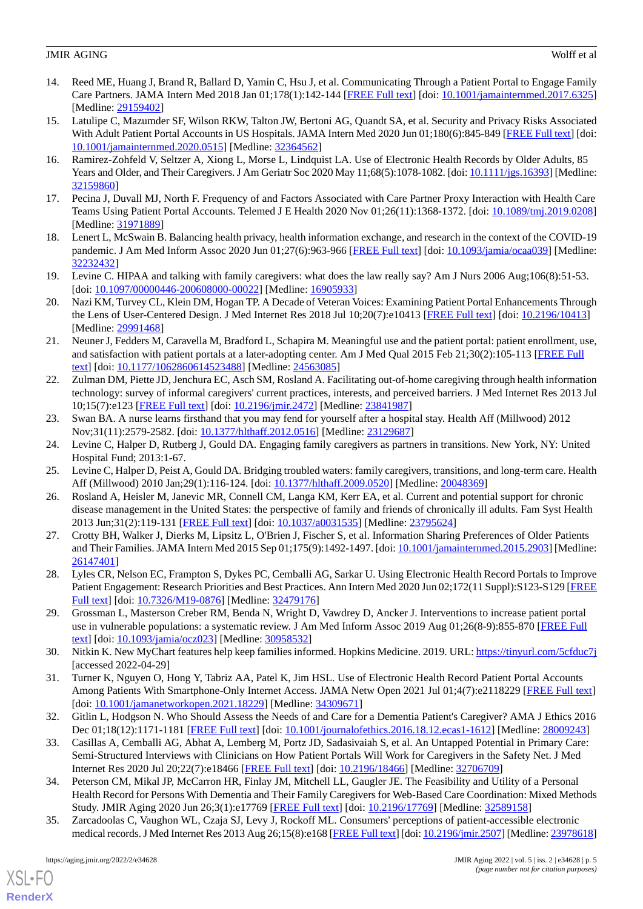14. Reed ME, Huang J, Brand R, Ballard D, Yamin C, Hsu J, et al. Communicating Through a Patient Portal to Engage Family Care Partners. JAMA Intern Med 2018 Jan 01;178(1):142-144 [FREE Full text] [doi: 10.1001/jamainternmed.2017.6325] [Medline: 29159402]
15. Latulipe C, Mazumder SF, Wilson RKW, Talton JW, Bertoni AG, Quandt SA, et al. Security and Privacy Risks Associated With Adult Patient Portal Accounts in US Hospitals. JAMA Intern Med 2020 Jun 01;180(6):845-849 [FREE Full text] [doi: 10.1001/jamainternmed.2020.0515] [Medline: 32364562]
16. Ramirez-Zohfeld V, Seltzer A, Xiong L, Morse L, Lindquist LA. Use of Electronic Health Records by Older Adults, 85 Years and Older, and Their Caregivers. J Am Geriatr Soc 2020 May 11;68(5):1078-1082. [doi: 10.1111/jgs.16393] [Medline: 32159860]
17. Pecina J, Duvall MJ, North F. Frequency of and Factors Associated with Care Partner Proxy Interaction with Health Care Teams Using Patient Portal Accounts. Telemed J E Health 2020 Nov 01;26(11):1368-1372. [doi: 10.1089/tmj.2019.0208] [Medline: 31971889]
18. Lenert L, McSwain B. Balancing health privacy, health information exchange, and research in the context of the COVID-19 pandemic. J Am Med Inform Assoc 2020 Jun 01;27(6):963-966 [FREE Full text] [doi: 10.1093/jamia/ocaa039] [Medline: 32232432]
19. Levine C. HIPAA and talking with family caregivers: what does the law really say? Am J Nurs 2006 Aug;106(8):51-53. [doi: 10.1097/00000446-200608000-00022] [Medline: 16905933]
20. Nazi KM, Turvey CL, Klein DM, Hogan TP. A Decade of Veteran Voices: Examining Patient Portal Enhancements Through the Lens of User-Centered Design. J Med Internet Res 2018 Jul 10;20(7):e10413 [FREE Full text] [doi: 10.2196/10413] [Medline: 29991468]
21. Neuner J, Fedders M, Caravella M, Bradford L, Schapira M. Meaningful use and the patient portal: patient enrollment, use, and satisfaction with patient portals at a later-adopting center. Am J Med Qual 2015 Feb 21;30(2):105-113 [FREE Full text] [doi: 10.1177/1062860614523488] [Medline: 24563085]
22. Zulman DM, Piette JD, Jenchura EC, Asch SM, Rosland A. Facilitating out-of-home caregiving through health information technology: survey of informal caregivers' current practices, interests, and perceived barriers. J Med Internet Res 2013 Jul 10;15(7):e123 [FREE Full text] [doi: 10.2196/jmir.2472] [Medline: 23841987]
23. Swan BA. A nurse learns firsthand that you may fend for yourself after a hospital stay. Health Aff (Millwood) 2012 Nov;31(11):2579-2582. [doi: 10.1377/hlthaff.2012.0516] [Medline: 23129687]
24. Levine C, Halper D, Rutberg J, Gould DA. Engaging family caregivers as partners in transitions. New York, NY: United Hospital Fund; 2013:1-67.
25. Levine C, Halper D, Peist A, Gould DA. Bridging troubled waters: family caregivers, transitions, and long-term care. Health Aff (Millwood) 2010 Jan;29(1):116-124. [doi: 10.1377/hlthaff.2009.0520] [Medline: 20048369]
26. Rosland A, Heisler M, Janevic MR, Connell CM, Langa KM, Kerr EA, et al. Current and potential support for chronic disease management in the United States: the perspective of family and friends of chronically ill adults. Fam Syst Health 2013 Jun;31(2):119-131 [FREE Full text] [doi: 10.1037/a0031535] [Medline: 23795624]
27. Crotty BH, Walker J, Dierks M, Lipsitz L, O'Brien J, Fischer S, et al. Information Sharing Preferences of Older Patients and Their Families. JAMA Intern Med 2015 Sep 01;175(9):1492-1497. [doi: 10.1001/jamainternmed.2015.2903] [Medline: 26147401]
28. Lyles CR, Nelson EC, Frampton S, Dykes PC, Cemballi AG, Sarkar U. Using Electronic Health Record Portals to Improve Patient Engagement: Research Priorities and Best Practices. Ann Intern Med 2020 Jun 02;172(11 Suppl):S123-S129 [FREE Full text] [doi: 10.7326/M19-0876] [Medline: 32479176]
29. Grossman L, Masterson Creber RM, Benda N, Wright D, Vawdrey D, Ancker J. Interventions to increase patient portal use in vulnerable populations: a systematic review. J Am Med Inform Assoc 2019 Aug 01;26(8-9):855-870 [FREE Full text] [doi: 10.1093/jamia/ocz023] [Medline: 30958532]
30. Nitkin K. New MyChart features help keep families informed. Hopkins Medicine. 2019. URL: https://tinyurl.com/5cfduc7j [accessed 2022-04-29]
31. Turner K, Nguyen O, Hong Y, Tabriz AA, Patel K, Jim HSL. Use of Electronic Health Record Patient Portal Accounts Among Patients With Smartphone-Only Internet Access. JAMA Netw Open 2021 Jul 01;4(7):e2118229 [FREE Full text] [doi: 10.1001/jamanetworkopen.2021.18229] [Medline: 34309671]
32. Gitlin L, Hodgson N. Who Should Assess the Needs of and Care for a Dementia Patient's Caregiver? AMA J Ethics 2016 Dec 01;18(12):1171-1181 [FREE Full text] [doi: 10.1001/journalofethics.2016.18.12.ecas1-1612] [Medline: 28009243]
33. Casillas A, Cemballi AG, Abhat A, Lemberg M, Portz JD, Sadasivaiah S, et al. An Untapped Potential in Primary Care: Semi-Structured Interviews with Clinicians on How Patient Portals Will Work for Caregivers in the Safety Net. J Med Internet Res 2020 Jul 20;22(7):e18466 [FREE Full text] [doi: 10.2196/18466] [Medline: 32706709]
34. Peterson CM, Mikal JP, McCarron HR, Finlay JM, Mitchell LL, Gaugler JE. The Feasibility and Utility of a Personal Health Record for Persons With Dementia and Their Family Caregivers for Web-Based Care Coordination: Mixed Methods Study. JMIR Aging 2020 Jun 26;3(1):e17769 [FREE Full text] [doi: 10.2196/17769] [Medline: 32589158]
35. Zarcadoolas C, Vaughon WL, Czaja SJ, Levy J, Rockoff ML. Consumers' perceptions of patient-accessible electronic medical records. J Med Internet Res 2013 Aug 26;15(8):e168 [FREE Full text] [doi: 10.2196/jmir.2507] [Medline: 23978618]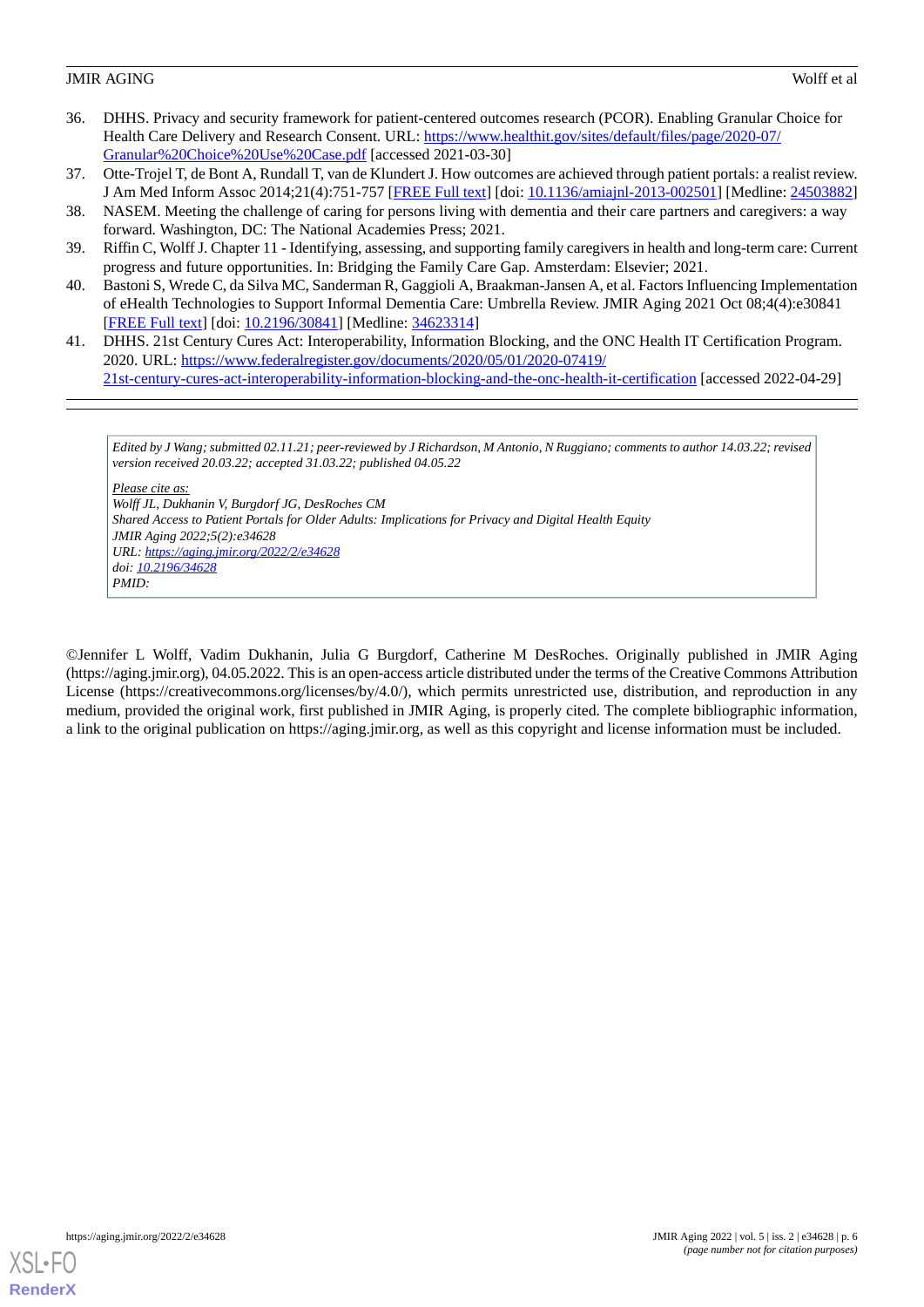36. DHHS. Privacy and security framework for patient-centered outcomes research (PCOR). Enabling Granular Choice for Health Care Delivery and Research Consent. URL: https://www.healthit.gov/sites/default/files/page/2020-07/Granular%20Choice%20Use%20Case.pdf [accessed 2021-03-30]
37. Otte-Trojel T, de Bont A, Rundall T, van de Klundert J. How outcomes are achieved through patient portals: a realist review. J Am Med Inform Assoc 2014;21(4):751-757 [FREE Full text] [doi: 10.1136/amiajnl-2013-002501] [Medline: 24503882]
38. NASEM. Meeting the challenge of caring for persons living with dementia and their care partners and caregivers: a way forward. Washington, DC: The National Academies Press; 2021.
39. Riffin C, Wolff J. Chapter 11 - Identifying, assessing, and supporting family caregivers in health and long-term care: Current progress and future opportunities. In: Bridging the Family Care Gap. Amsterdam: Elsevier; 2021.
40. Bastoni S, Wrede C, da Silva MC, Sanderman R, Gaggioli A, Braakman-Jansen A, et al. Factors Influencing Implementation of eHealth Technologies to Support Informal Dementia Care: Umbrella Review. JMIR Aging 2021 Oct 08;4(4):e30841 [FREE Full text] [doi: 10.2196/30841] [Medline: 34623314]
41. DHHS. 21st Century Cures Act: Interoperability, Information Blocking, and the ONC Health IT Certification Program. 2020. URL: https://www.federalregister.gov/documents/2020/05/01/2020-07419/21st-century-cures-act-interoperability-information-blocking-and-the-onc-health-it-certification [accessed 2022-04-29]

---

*Edited by J Wang; submitted 02.11.21; peer-reviewed by J Richardson, M Antonio, N Ruggiano; comments to author 14.03.22; revised version received 20.03.22; accepted 31.03.22; published 04.05.22*

*Please cite as:*
*Wolff JL, Dukhanin V, Burgdorf JG, DesRoches CM*
*Shared Access to Patient Portals for Older Adults: Implications for Privacy and Digital Health Equity*
*JMIR Aging 2022;5(2):e34628*
*URL: https://aging.jmir.org/2022/2/e34628*
*doi: 10.2196/34628*
*PMID:*

©Jennifer L Wolff, Vadim Dukhanin, Julia G Burgdorf, Catherine M DesRoches. Originally published in JMIR Aging (https://aging.jmir.org), 04.05.2022. This is an open-access article distributed under the terms of the Creative Commons Attribution License (https://creativecommons.org/licenses/by/4.0/), which permits unrestricted use, distribution, and reproduction in any medium, provided the original work, first published in JMIR Aging, is properly cited. The complete bibliographic information, a link to the original publication on https://aging.jmir.org, as well as this copyright and license information must be included.